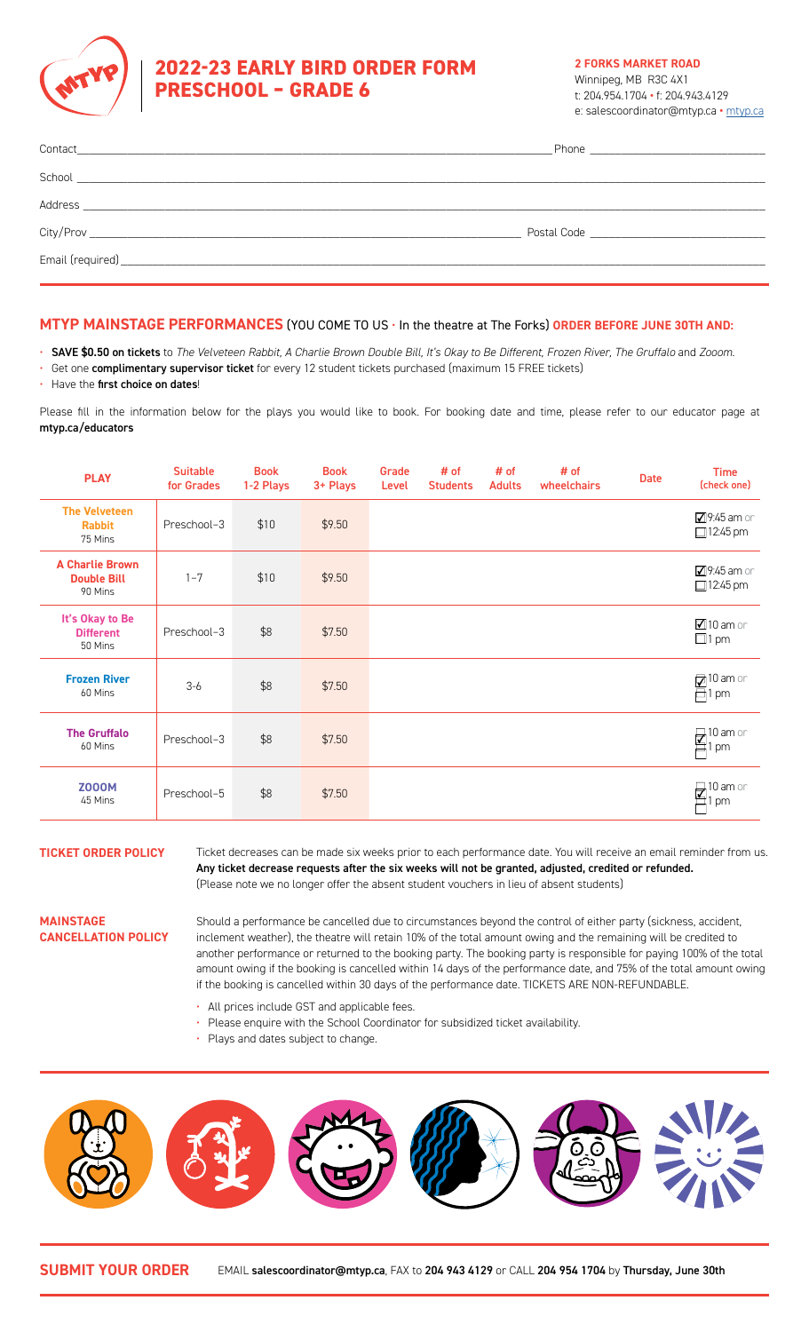# 2022-23 EARLY BIRD ORDER FORM PRESCHOOL – GRADE 6

**2 FORKS MARKET ROAD**
Winnipeg, MB R3C 4X1
t: 204.954.1704 • f: 204.943.4129
e: salescoordinator@mtyp.ca • mtyp.ca

Contact\_\_\_\_\_\_\_\_\_\_\_\_\_\_\_\_\_\_\_\_\_\_\_\_ Phone \_\_\_\_\_\_\_\_\_\_\_\_\_\_\_\_

School \_\_\_\_\_\_\_\_\_\_\_\_\_\_\_\_\_\_\_\_\_\_\_\_\_\_\_\_\_\_\_\_\_\_\_\_\_\_\_\_

Address \_\_\_\_\_\_\_\_\_\_\_\_\_\_\_\_\_\_\_\_\_\_\_\_\_\_\_\_\_\_\_\_\_\_\_\_\_\_\_

City/Prov \_\_\_\_\_\_\_\_\_\_\_\_\_\_\_\_\_\_\_\_\_\_\_\_ Postal Code \_\_\_\_\_\_\_\_\_\_\_\_\_\_\_\_

Email (required)\_\_\_\_\_\_\_\_\_\_\_\_\_\_\_\_\_\_\_\_\_\_\_\_\_\_\_\_\_\_\_\_\_\_\_\_\_

## MTYP MAINSTAGE PERFORMANCES (YOU COME TO US • In the theatre at The Forks) ORDER BEFORE JUNE 30TH AND:

- **SAVE $0.50 on tickets** to *The Velveteen Rabbit, A Charlie Brown Double Bill, It's Okay to Be Different, Frozen River, The Gruffalo* and *Zooom.*
- Get one **complimentary supervisor ticket** for every 12 student tickets purchased (maximum 15 FREE tickets)
- Have the **first choice on dates**!

Please fill in the information below for the plays you would like to book. For booking date and time, please refer to our educator page at **mtyp.ca/educators**

| PLAY | Suitable for Grades | Book 1-2 Plays | Book 3+ Plays | Grade Level | # of Students | # of Adults | # of wheelchairs | Date | Time (check one) |
|---|---|---|---|---|---|---|---|---|---|
| **The Velveteen Rabbit** 75 Mins | Preschool–3 | $10 | $9.50 | | | | | | ☑ 9:45 am or ☐ 12:45 pm |
| **A Charlie Brown Double Bill** 90 Mins | 1–7 | $10 | $9.50 | | | | | | ☑ 9:45 am or ☐ 12:45 pm |
| **It's Okay to Be Different** 50 Mins | Preschool–3 | $8 | $7.50 | | | | | | ☑ 10 am or ☐ 1 pm |
| **Frozen River** 60 Mins | 3-6 | $8 | $7.50 | | | | | | ☑ 10 am or ☐ 1 pm |
| **The Gruffalo** 60 Mins | Preschool–3 | $8 | $7.50 | | | | | | ☐ 10 am or ☑ 1 pm |
| **ZOOOM** 45 Mins | Preschool–5 | $8 | $7.50 | | | | | | ☐ 10 am or ☑ 1 pm |

**TICKET ORDER POLICY**

Ticket decreases can be made six weeks prior to each performance date. You will receive an email reminder from us. **Any ticket decrease requests after the six weeks will not be granted, adjusted, credited or refunded.** (Please note we no longer offer the absent student vouchers in lieu of absent students)

**MAINSTAGE CANCELLATION POLICY**

Should a performance be cancelled due to circumstances beyond the control of either party (sickness, accident, inclement weather), the theatre will retain 10% of the total amount owing and the remaining will be credited to another performance or returned to the booking party. The booking party is responsible for paying 100% of the total amount owing if the booking is cancelled within 14 days of the performance date, and 75% of the total amount owing if the booking is cancelled within 30 days of the performance date. TICKETS ARE NON-REFUNDABLE.

- All prices include GST and applicable fees.
- Please enquire with the School Coordinator for subsidized ticket availability.
- Plays and dates subject to change.

**SUBMIT YOUR ORDER** EMAIL **salescoordinator@mtyp.ca**, FAX to **204 943 4129** or CALL **204 954 1704** by **Thursday, June 30th**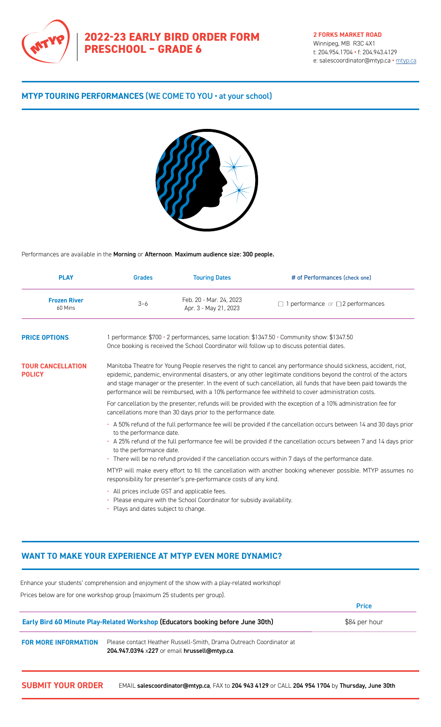# 2022-23 EARLY BIRD ORDER FORM PRESCHOOL – GRADE 6

**2 FORKS MARKET ROAD**
Winnipeg, MB R3C 4X1
t: 204.954.1704 • f: 204.943.4129
e: salescoordinator@mtyp.ca • mtyp.ca

## MTYP TOURING PERFORMANCES (WE COME TO YOU • at your school)

Performances are available in the **Morning** or **Afternoon**. **Maximum audience size: 300 people.**

| PLAY | Grades | Touring Dates | # of Performances (check one) |
|---|---|---|---|
| **Frozen River** 60 Mins | 3–6 | Feb. 20 - Mar. 24, 2023<br>Apr. 3 - May 21, 2023 | ☐ 1 performance or ☐ 2 performances |

**PRICE OPTIONS**

1 performance: $700 • 2 performances, same location: $1347.50 • Community show: $1347.50
Once booking is received the School Coordinator will follow up to discuss potential dates.

**TOUR CANCELLATION POLICY**

Manitoba Theatre for Young People reserves the right to cancel any performance should sickness, accident, riot, epidemic, pandemic, environmental disasters, or any other legitimate conditions beyond the control of the actors and stage manager or the presenter. In the event of such cancellation, all funds that have been paid towards the performance will be reimbursed, with a 10% performance fee withheld to cover administration costs.

For cancellation by the presenter, refunds will be provided with the exception of a 10% administration fee for cancellations more than 30 days prior to the performance date.

- A 50% refund of the full performance fee will be provided if the cancellation occurs between 14 and 30 days prior to the performance date.
- A 25% refund of the full performance fee will be provided if the cancellation occurs between 7 and 14 days prior to the performance date.
- There will be no refund provided if the cancellation occurs within 7 days of the performance date.

MTYP will make every effort to fill the cancellation with another booking whenever possible. MTYP assumes no responsibility for presenter's pre-performance costs of any kind.

- All prices include GST and applicable fees.
- Please enquire with the School Coordinator for subsidy availability.
- Plays and dates subject to change.

## WANT TO MAKE YOUR EXPERIENCE AT MTYP EVEN MORE DYNAMIC?

Enhance your students' comprehension and enjoyment of the show with a play-related workshop!

Prices below are for one workshop group (maximum 25 students per group).

| | Price |
|---|---|
| **Early Bird 60 Minute Play-Related Workshop** (Educators booking before June 30th) | $84 per hour |

**FOR MORE INFORMATION** Please contact Heather Russell-Smith, Drama Outreach Coordinator at **204.947.0394** x**227** or email **hrussell@mtyp.ca**.

**SUBMIT YOUR ORDER** EMAIL **salescoordinator@mtyp.ca**, FAX to **204 943 4129** or CALL **204 954 1704** by **Thursday, June 30th**